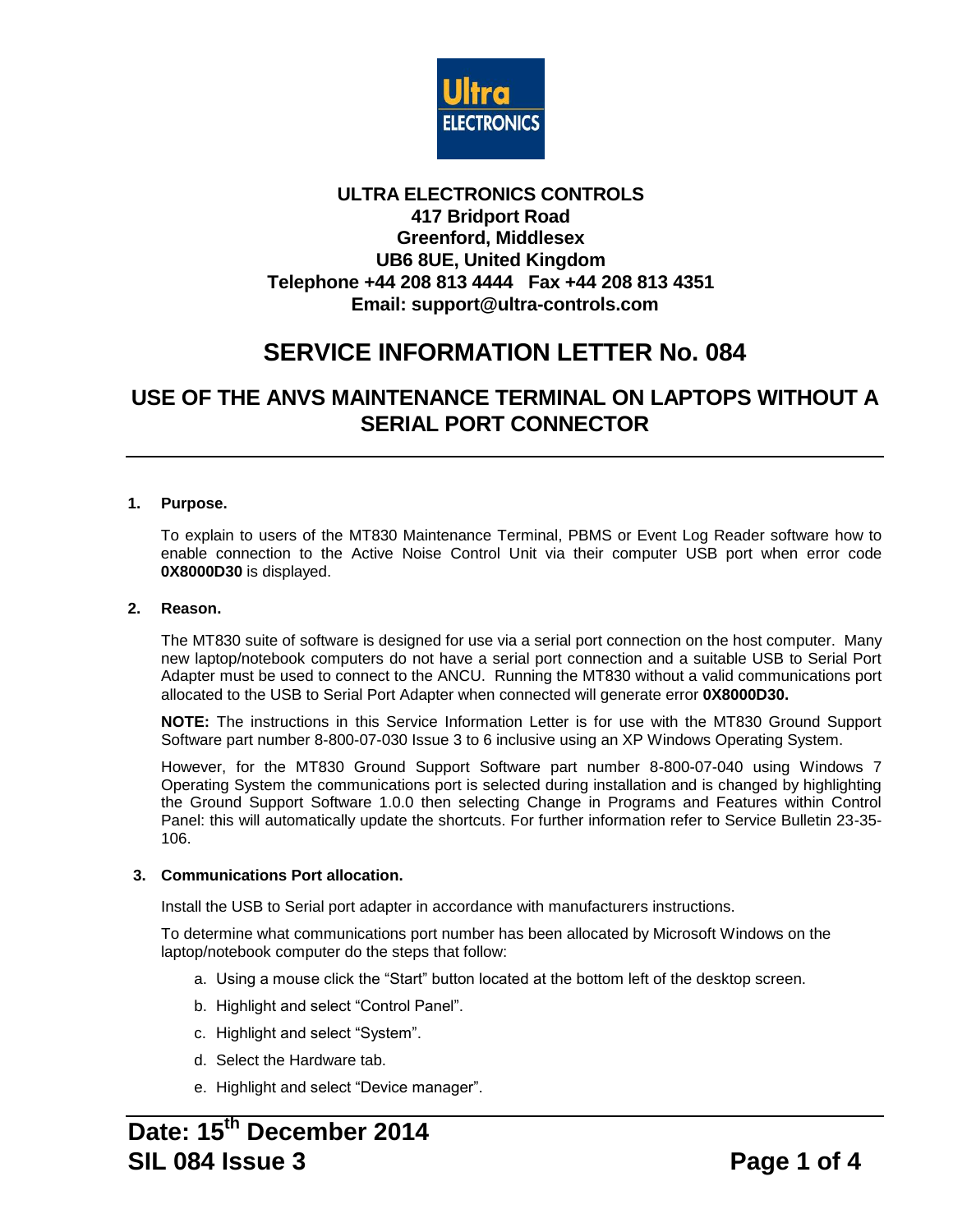**ULTRA ELECTRONICS CONTROLS**
**417 Bridport Road**
**Greenford, Middlesex**
**UB6 8UE, United Kingdom**
**Telephone +44 208 813 4444 Fax +44 208 813 4351**
**Email: support@ultra-controls.com**

# SERVICE INFORMATION LETTER No. 084

## USE OF THE ANVS MAINTENANCE TERMINAL ON LAPTOPS WITHOUT A SERIAL PORT CONNECTOR

---

### 1. Purpose.

To explain to users of the MT830 Maintenance Terminal, PBMS or Event Log Reader software how to enable connection to the Active Noise Control Unit via their computer USB port when error code **0X8000D30** is displayed.

### 2. Reason.

The MT830 suite of software is designed for use via a serial port connection on the host computer. Many new laptop/notebook computers do not have a serial port connection and a suitable USB to Serial Port Adapter must be used to connect to the ANCU. Running the MT830 without a valid communications port allocated to the USB to Serial Port Adapter when connected will generate error **0X8000D30.**

**NOTE:** The instructions in this Service Information Letter is for use with the MT830 Ground Support Software part number 8-800-07-030 Issue 3 to 6 inclusive using an XP Windows Operating System.

However, for the MT830 Ground Support Software part number 8-800-07-040 using Windows 7 Operating System the communications port is selected during installation and is changed by highlighting the Ground Support Software 1.0.0 then selecting Change in Programs and Features within Control Panel: this will automatically update the shortcuts. For further information refer to Service Bulletin 23-35-106.

### 3. Communications Port allocation.

Install the USB to Serial port adapter in accordance with manufacturers instructions.

To determine what communications port number has been allocated by Microsoft Windows on the laptop/notebook computer do the steps that follow:

a. Using a mouse click the “Start” button located at the bottom left of the desktop screen.

b. Highlight and select “Control Panel”.

c. Highlight and select “System”.

d. Select the Hardware tab.

e. Highlight and select “Device manager”.

---

**Date: 15th December 2014**
**SIL 084 Issue 3**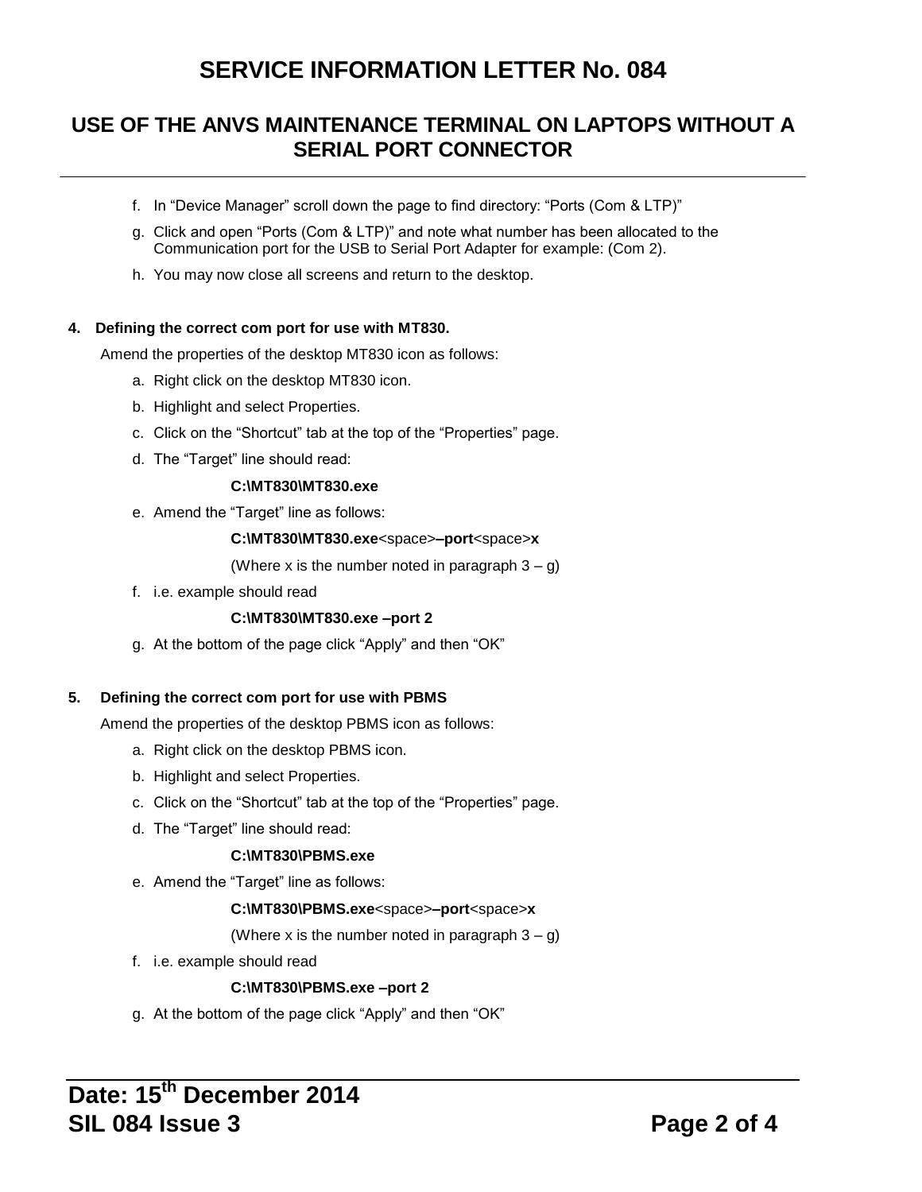f. In “Device Manager” scroll down the page to find directory: “Ports (Com & LTP)”

g. Click and open “Ports (Com & LTP)” and note what number has been allocated to the Communication port for the USB to Serial Port Adapter for example: (Com 2).

h. You may now close all screens and return to the desktop.

**4. Defining the correct com port for use with MT830.**

Amend the properties of the desktop MT830 icon as follows:

a. Right click on the desktop MT830 icon.

b. Highlight and select Properties.

c. Click on the “Shortcut” tab at the top of the “Properties” page.

d. The “Target” line should read:

**C:\MT830\MT830.exe**

e. Amend the “Target” line as follows:

**C:\MT830\MT830.exe**<space>**–port**<space>**x**

(Where x is the number noted in paragraph 3 – g)

f. i.e. example should read

**C:\MT830\MT830.exe –port 2**

g. At the bottom of the page click “Apply” and then “OK”

**5. Defining the correct com port for use with PBMS**

Amend the properties of the desktop PBMS icon as follows:

a. Right click on the desktop PBMS icon.

b. Highlight and select Properties.

c. Click on the “Shortcut” tab at the top of the “Properties” page.

d. The “Target” line should read:

**C:\MT830\PBMS.exe**

e. Amend the “Target” line as follows:

**C:\MT830\PBMS.exe**<space>**–port**<space>**x**

(Where x is the number noted in paragraph 3 – g)

f. i.e. example should read

**C:\MT830\PBMS.exe –port 2**

g. At the bottom of the page click “Apply” and then “OK”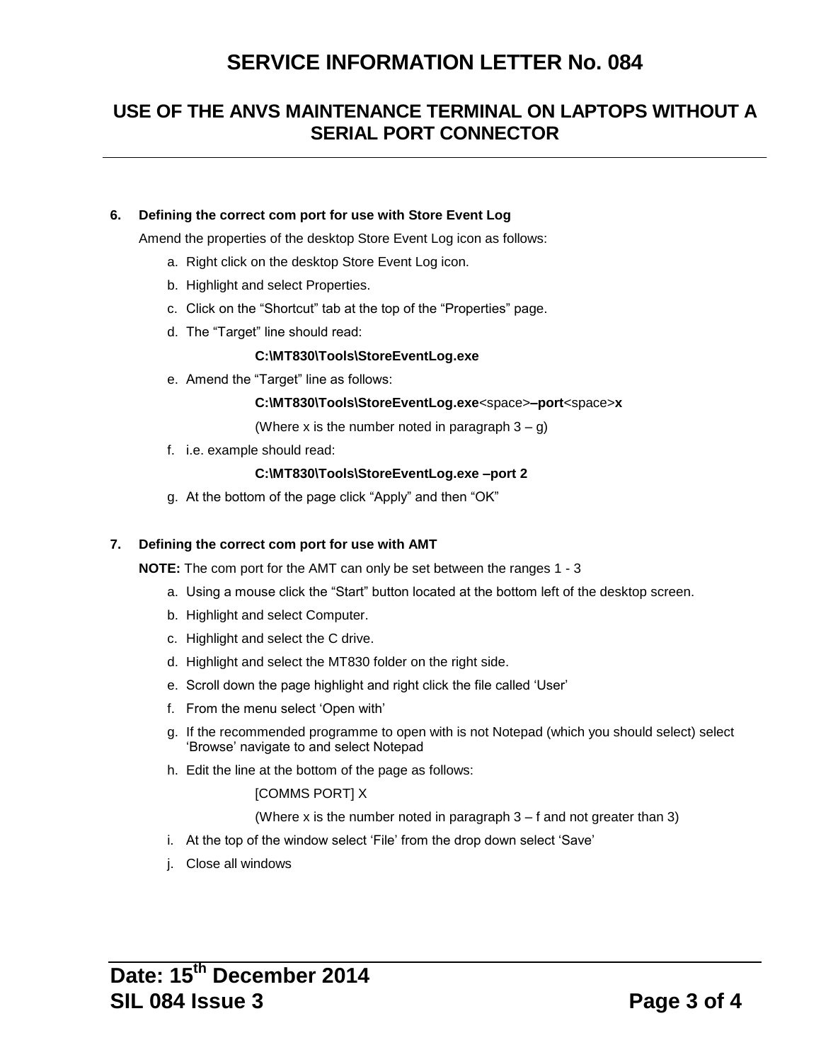# SERVICE INFORMATION LETTER No. 084

## USE OF THE ANVS MAINTENANCE TERMINAL ON LAPTOPS WITHOUT A SERIAL PORT CONNECTOR

**6. Defining the correct com port for use with Store Event Log**

Amend the properties of the desktop Store Event Log icon as follows:

a. Right click on the desktop Store Event Log icon.

b. Highlight and select Properties.

c. Click on the "Shortcut" tab at the top of the "Properties" page.

d. The "Target" line should read:

   **C:\MT830\Tools\StoreEventLog.exe**

e. Amend the "Target" line as follows:

   **C:\MT830\Tools\StoreEventLog.exe**<space>**–port**<space>**x**

   (Where x is the number noted in paragraph 3 – g)

f. i.e. example should read:

   **C:\MT830\Tools\StoreEventLog.exe –port 2**

g. At the bottom of the page click "Apply" and then "OK"

**7. Defining the correct com port for use with AMT**

**NOTE:** The com port for the AMT can only be set between the ranges 1 - 3

a. Using a mouse click the "Start" button located at the bottom left of the desktop screen.

b. Highlight and select Computer.

c. Highlight and select the C drive.

d. Highlight and select the MT830 folder on the right side.

e. Scroll down the page highlight and right click the file called 'User'

f. From the menu select 'Open with'

g. If the recommended programme to open with is not Notepad (which you should select) select 'Browse' navigate to and select Notepad

h. Edit the line at the bottom of the page as follows:

   [COMMS PORT] X

   (Where x is the number noted in paragraph 3 – f and not greater than 3)

i. At the top of the window select 'File' from the drop down select 'Save'

j. Close all windows

**Date: 15th December 2014**
**SIL 084 Issue 3**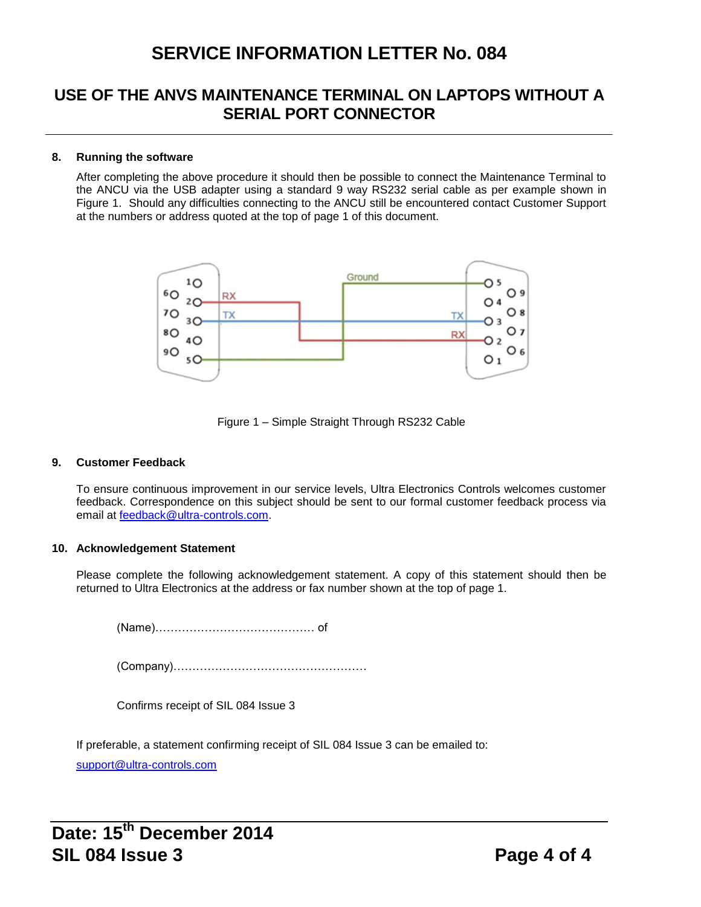# SERVICE INFORMATION LETTER No. 084

## USE OF THE ANVS MAINTENANCE TERMINAL ON LAPTOPS WITHOUT A SERIAL PORT CONNECTOR

### 8. Running the software

After completing the above procedure it should then be possible to connect the Maintenance Terminal to the ANCU via the USB adapter using a standard 9 way RS232 serial cable as per example shown in Figure 1. Should any difficulties connecting to the ANCU still be encountered contact Customer Support at the numbers or address quoted at the top of page 1 of this document.

Ground
RX
TX
TX
RX
1 2 3 4 5 6 7 8 9

Figure 1 – Simple Straight Through RS232 Cable

### 9. Customer Feedback

To ensure continuous improvement in our service levels, Ultra Electronics Controls welcomes customer feedback. Correspondence on this subject should be sent to our formal customer feedback process via email at feedback@ultra-controls.com.

### 10. Acknowledgement Statement

Please complete the following acknowledgement statement. A copy of this statement should then be returned to Ultra Electronics at the address or fax number shown at the top of page 1.

(Name)…………………………………… of

(Company)……………………………………………

Confirms receipt of SIL 084 Issue 3

If preferable, a statement confirming receipt of SIL 084 Issue 3 can be emailed to:

support@ultra-controls.com

**Date: 15th December 2014**
**SIL 084 Issue 3**